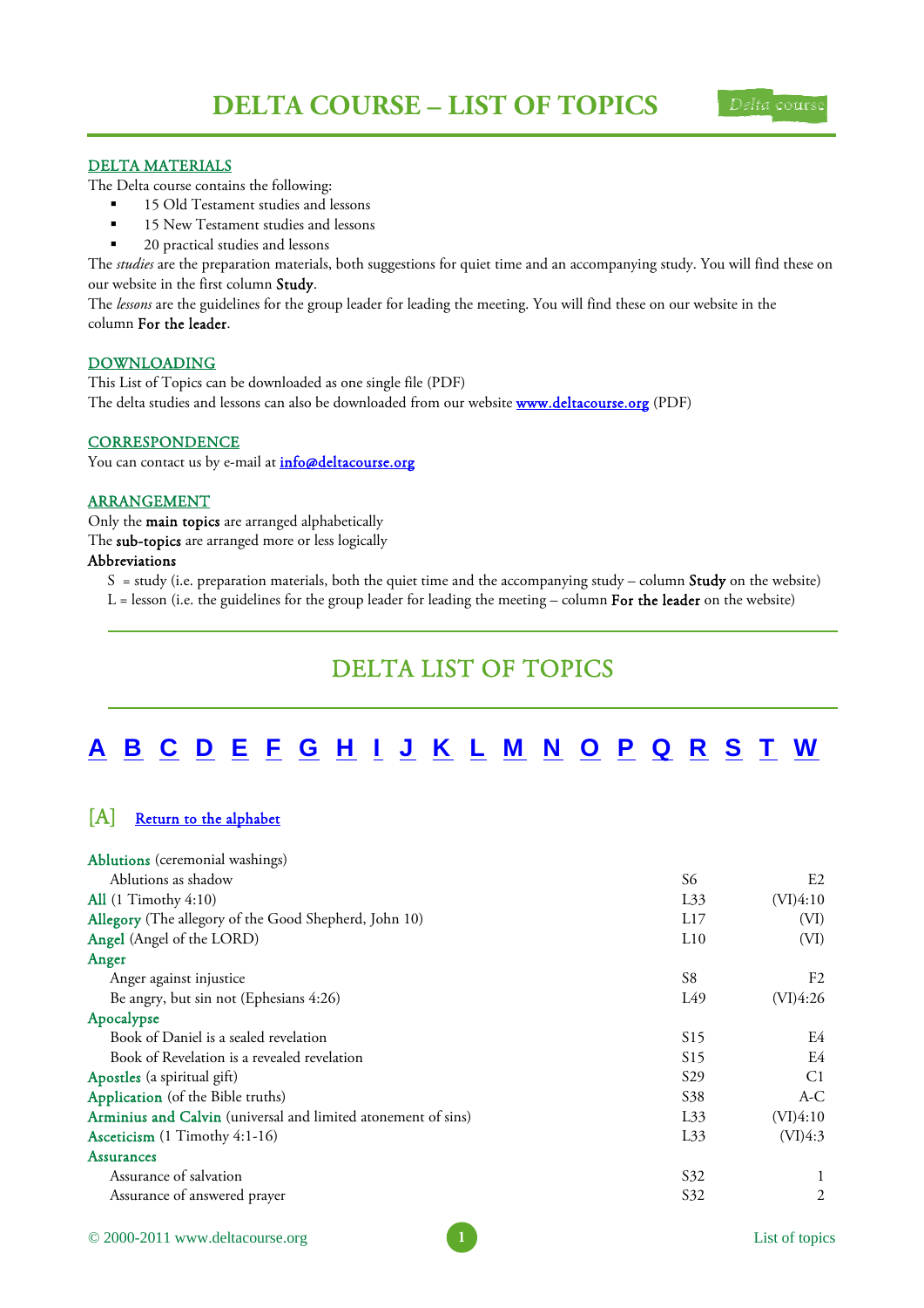# DELTA COURSE – LIST OF TOPICS

## DELTA MATERIALS

The Delta course contains the following:

- 15 Old Testament studies and lessons
- 15 New Testament studies and lessons
- 20 practical studies and lessons

The *studies* are the preparation materials, both suggestions for quiet time and an accompanying study. You will find these on our website in the first column **Study**.

The *lessons* are the guidelines for the group leader for leading the meeting. You will find these on our website in the column **For the leader**.

## DOWNLOADING

This List of Topics can be downloaded as one single file (PDF)

The delta studies and lessons can also be downloaded from our website www.deltacourse.org (PDF)

## CORRESPONDENCE

You can contact us by e-mail at info@deltacourse.org

## ARRANGEMENT

Only the **main topics** are arranged alphabetically

The **sub-topics** are arranged more or less logically

**Abbreviations**

S = study (i.e. preparation materials, both the quiet time and the accompanying study – column **Study** on the website)

L = lesson (i.e. the guidelines for the group leader for leading the meeting – column **For the leader** on the website)

# DELTA LIST OF TOPICS

A B C D E F G H I J K L M N O P Q R S T W

## [A] Return to the alphabet

| Topic | | |
|---|---|---|
| **Ablutions** (ceremonial washings) | | |
| Ablutions as shadow | S6 | E2 |
| **All** (1 Timothy 4:10) | L33 | (VI)4:10 |
| **Allegory** (The allegory of the Good Shepherd, John 10) | L17 | (VI) |
| **Angel** (Angel of the LORD) | L10 | (VI) |
| **Anger** | | |
| Anger against injustice | S8 | F2 |
| Be angry, but sin not (Ephesians 4:26) | L49 | (VI)4:26 |
| **Apocalypse** | | |
| Book of Daniel is a sealed revelation | S15 | E4 |
| Book of Revelation is a revealed revelation | S15 | E4 |
| **Apostles** (a spiritual gift) | S29 | C1 |
| **Application** (of the Bible truths) | S38 | A-C |
| **Arminius and Calvin** (universal and limited atonement of sins) | L33 | (VI)4:10 |
| **Asceticism** (1 Timothy 4:1-16) | L33 | (VI)4:3 |
| **Assurances** | | |
| Assurance of salvation | S32 | 1 |
| Assurance of answered prayer | S32 | 2 |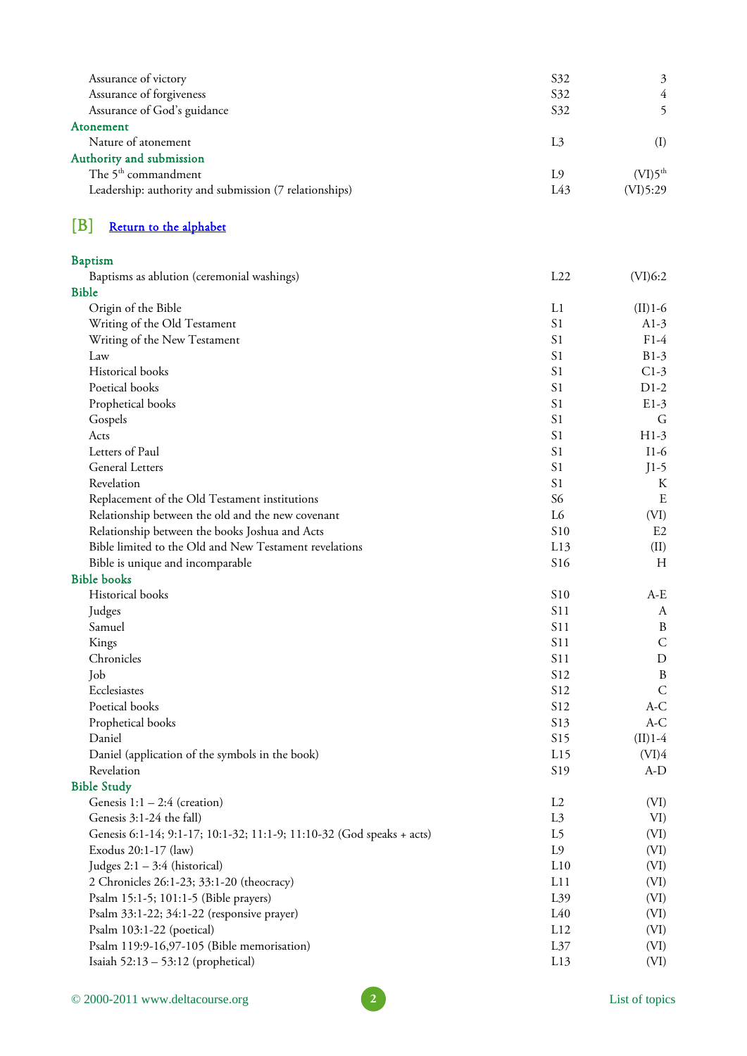| | | |
|---|---|---|
| Assurance of victory | S32 | 3 |
| Assurance of forgiveness | S32 | 4 |
| Assurance of God's guidance | S32 | 5 |
| **Atonement** | | |
| Nature of atonement | L3 | (I) |
| **Authority and submission** | | |
| The 5th commandment | L9 | (VI)5th |
| Leadership: authority and submission (7 relationships) | L43 | (VI)5:29 |

## [B] Return to the alphabet

| | | |
|---|---|---|
| **Baptism** | | |
| Baptisms as ablution (ceremonial washings) | L22 | (VI)6:2 |
| **Bible** | | |
| Origin of the Bible | L1 | (II)1-6 |
| Writing of the Old Testament | S1 | A1-3 |
| Writing of the New Testament | S1 | F1-4 |
| Law | S1 | B1-3 |
| Historical books | S1 | C1-3 |
| Poetical books | S1 | D1-2 |
| Prophetical books | S1 | E1-3 |
| Gospels | S1 | G |
| Acts | S1 | H1-3 |
| Letters of Paul | S1 | I1-6 |
| General Letters | S1 | J1-5 |
| Revelation | S1 | K |
| Replacement of the Old Testament institutions | S6 | E |
| Relationship between the old and the new covenant | L6 | (VI) |
| Relationship between the books Joshua and Acts | S10 | E2 |
| Bible limited to the Old and New Testament revelations | L13 | (II) |
| Bible is unique and incomparable | S16 | H |
| **Bible books** | | |
| Historical books | S10 | A-E |
| Judges | S11 | A |
| Samuel | S11 | B |
| Kings | S11 | C |
| Chronicles | S11 | D |
| Job | S12 | B |
| Ecclesiastes | S12 | C |
| Poetical books | S12 | A-C |
| Prophetical books | S13 | A-C |
| Daniel | S15 | (II)1-4 |
| Daniel (application of the symbols in the book) | L15 | (VI)4 |
| Revelation | S19 | A-D |
| **Bible Study** | | |
| Genesis 1:1 – 2:4 (creation) | L2 | (VI) |
| Genesis 3:1-24 the fall) | L3 | VI) |
| Genesis 6:1-14; 9:1-17; 10:1-32; 11:1-9; 11:10-32 (God speaks + acts) | L5 | (VI) |
| Exodus 20:1-17 (law) | L9 | (VI) |
| Judges 2:1 – 3:4 (historical) | L10 | (VI) |
| 2 Chronicles 26:1-23; 33:1-20 (theocracy) | L11 | (VI) |
| Psalm 15:1-5; 101:1-5 (Bible prayers) | L39 | (VI) |
| Psalm 33:1-22; 34:1-22 (responsive prayer) | L40 | (VI) |
| Psalm 103:1-22 (poetical) | L12 | (VI) |
| Psalm 119:9-16,97-105 (Bible memorisation) | L37 | (VI) |
| Isaiah 52:13 – 53:12 (prophetical) | L13 | (VI) |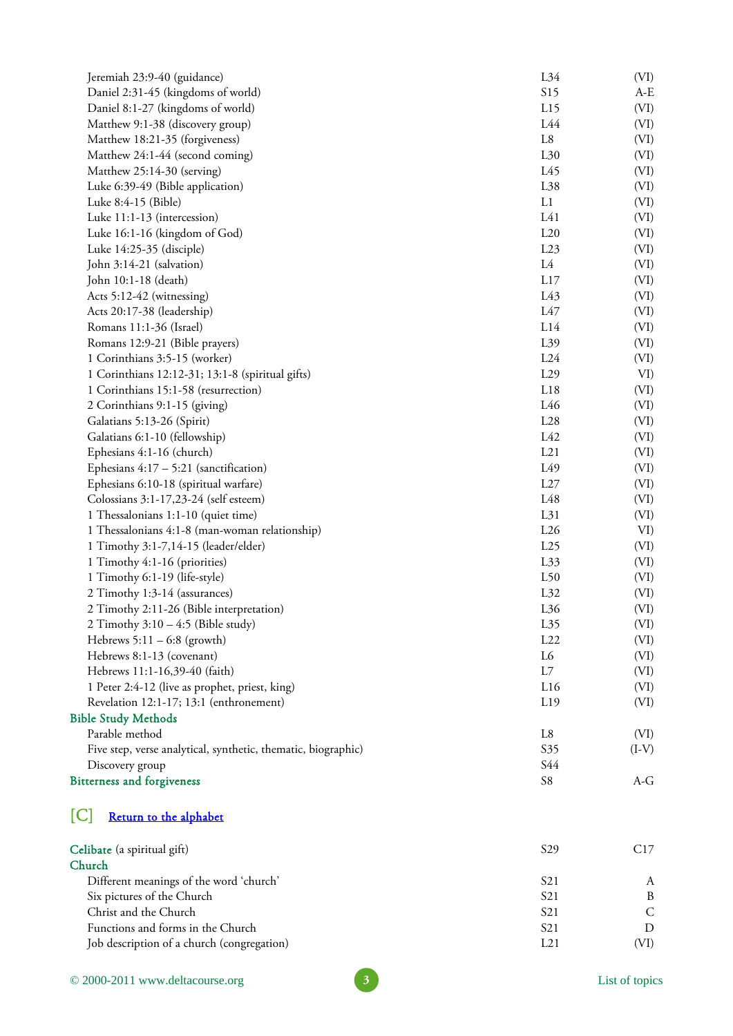| | | |
|---|---|---|
| Jeremiah 23:9-40 (guidance) | L34 | (VI) |
| Daniel 2:31-45 (kingdoms of world) | S15 | A-E |
| Daniel 8:1-27 (kingdoms of world) | L15 | (VI) |
| Matthew 9:1-38 (discovery group) | L44 | (VI) |
| Matthew 18:21-35 (forgiveness) | L8 | (VI) |
| Matthew 24:1-44 (second coming) | L30 | (VI) |
| Matthew 25:14-30 (serving) | L45 | (VI) |
| Luke 6:39-49 (Bible application) | L38 | (VI) |
| Luke 8:4-15 (Bible) | L1 | (VI) |
| Luke 11:1-13 (intercession) | L41 | (VI) |
| Luke 16:1-16 (kingdom of God) | L20 | (VI) |
| Luke 14:25-35 (disciple) | L23 | (VI) |
| John 3:14-21 (salvation) | L4 | (VI) |
| John 10:1-18 (death) | L17 | (VI) |
| Acts 5:12-42 (witnessing) | L43 | (VI) |
| Acts 20:17-38 (leadership) | L47 | (VI) |
| Romans 11:1-36 (Israel) | L14 | (VI) |
| Romans 12:9-21 (Bible prayers) | L39 | (VI) |
| 1 Corinthians 3:5-15 (worker) | L24 | (VI) |
| 1 Corinthians 12:12-31; 13:1-8 (spiritual gifts) | L29 | VI) |
| 1 Corinthians 15:1-58 (resurrection) | L18 | (VI) |
| 2 Corinthians 9:1-15 (giving) | L46 | (VI) |
| Galatians 5:13-26 (Spirit) | L28 | (VI) |
| Galatians 6:1-10 (fellowship) | L42 | (VI) |
| Ephesians 4:1-16 (church) | L21 | (VI) |
| Ephesians 4:17 – 5:21 (sanctification) | L49 | (VI) |
| Ephesians 6:10-18 (spiritual warfare) | L27 | (VI) |
| Colossians 3:1-17,23-24 (self esteem) | L48 | (VI) |
| 1 Thessalonians 1:1-10 (quiet time) | L31 | (VI) |
| 1 Thessalonians 4:1-8 (man-woman relationship) | L26 | VI) |
| 1 Timothy 3:1-7,14-15 (leader/elder) | L25 | (VI) |
| 1 Timothy 4:1-16 (priorities) | L33 | (VI) |
| 1 Timothy 6:1-19 (life-style) | L50 | (VI) |
| 2 Timothy 1:3-14 (assurances) | L32 | (VI) |
| 2 Timothy 2:11-26 (Bible interpretation) | L36 | (VI) |
| 2 Timothy 3:10 – 4:5 (Bible study) | L35 | (VI) |
| Hebrews 5:11 – 6:8 (growth) | L22 | (VI) |
| Hebrews 8:1-13 (covenant) | L6 | (VI) |
| Hebrews 11:1-16,39-40 (faith) | L7 | (VI) |
| 1 Peter 2:4-12 (live as prophet, priest, king) | L16 | (VI) |
| Revelation 12:1-17; 13:1 (enthronement) | L19 | (VI) |
| **Bible Study Methods** | | |
| Parable method | L8 | (VI) |
| Five step, verse analytical, synthetic, thematic, biographic) | S35 | (I-V) |
| Discovery group | S44 | |
| **Bitterness and forgiveness** | S8 | A-G |

## [C] Return to the alphabet

| | | |
|---|---|---|
| **Celibate** (a spiritual gift) | S29 | C17 |
| **Church** | | |
| Different meanings of the word 'church' | S21 | A |
| Six pictures of the Church | S21 | B |
| Christ and the Church | S21 | C |
| Functions and forms in the Church | S21 | D |
| Job description of a church (congregation) | L21 | (VI) |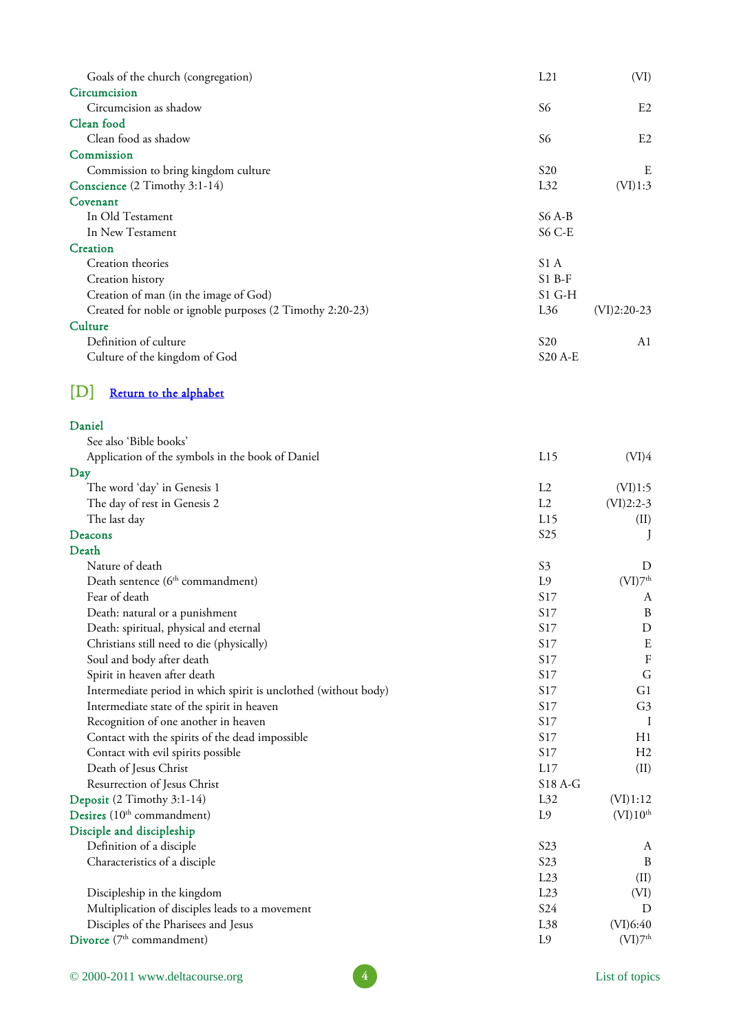| | | |
|---|---|---|
| Goals of the church (congregation) | L21 | (VI) |
| **Circumcision** | | |
| Circumcision as shadow | S6 | E2 |
| **Clean food** | | |
| Clean food as shadow | S6 | E2 |
| **Commission** | | |
| Commission to bring kingdom culture | S20 | E |
| **Conscience** (2 Timothy 3:1-14) | L32 | (VI)1:3 |
| **Covenant** | | |
| In Old Testament | S6 A-B | |
| In New Testament | S6 C-E | |
| **Creation** | | |
| Creation theories | S1 A | |
| Creation history | S1 B-F | |
| Creation of man (in the image of God) | S1 G-H | |
| Created for noble or ignoble purposes (2 Timothy 2:20-23) | L36 | (VI)2:20-23 |
| **Culture** | | |
| Definition of culture | S20 | A1 |
| Culture of the kingdom of God | S20 A-E | |

## [D] Return to the alphabet

| | | |
|---|---|---|
| **Daniel** | | |
| See also 'Bible books' | | |
| Application of the symbols in the book of Daniel | L15 | (VI)4 |
| **Day** | | |
| The word 'day' in Genesis 1 | L2 | (VI)1:5 |
| The day of rest in Genesis 2 | L2 | (VI)2:2-3 |
| The last day | L15 | (II) |
| **Deacons** | S25 | J |
| **Death** | | |
| Nature of death | S3 | D |
| Death sentence (6th commandment) | L9 | (VI)7th |
| Fear of death | S17 | A |
| Death: natural or a punishment | S17 | B |
| Death: spiritual, physical and eternal | S17 | D |
| Christians still need to die (physically) | S17 | E |
| Soul and body after death | S17 | F |
| Spirit in heaven after death | S17 | G |
| Intermediate period in which spirit is unclothed (without body) | S17 | G1 |
| Intermediate state of the spirit in heaven | S17 | G3 |
| Recognition of one another in heaven | S17 | I |
| Contact with the spirits of the dead impossible | S17 | H1 |
| Contact with evil spirits possible | S17 | H2 |
| Death of Jesus Christ | L17 | (II) |
| Resurrection of Jesus Christ | S18 A-G | |
| **Deposit** (2 Timothy 3:1-14) | L32 | (VI)1:12 |
| **Desires** (10th commandment) | L9 | (VI)10th |
| **Disciple and discipleship** | | |
| Definition of a disciple | S23 | A |
| Characteristics of a disciple | S23 | B |
| | L23 | (II) |
| Discipleship in the kingdom | L23 | (VI) |
| Multiplication of disciples leads to a movement | S24 | D |
| Disciples of the Pharisees and Jesus | L38 | (VI)6:40 |
| **Divorce** (7th commandment) | L9 | (VI)7th |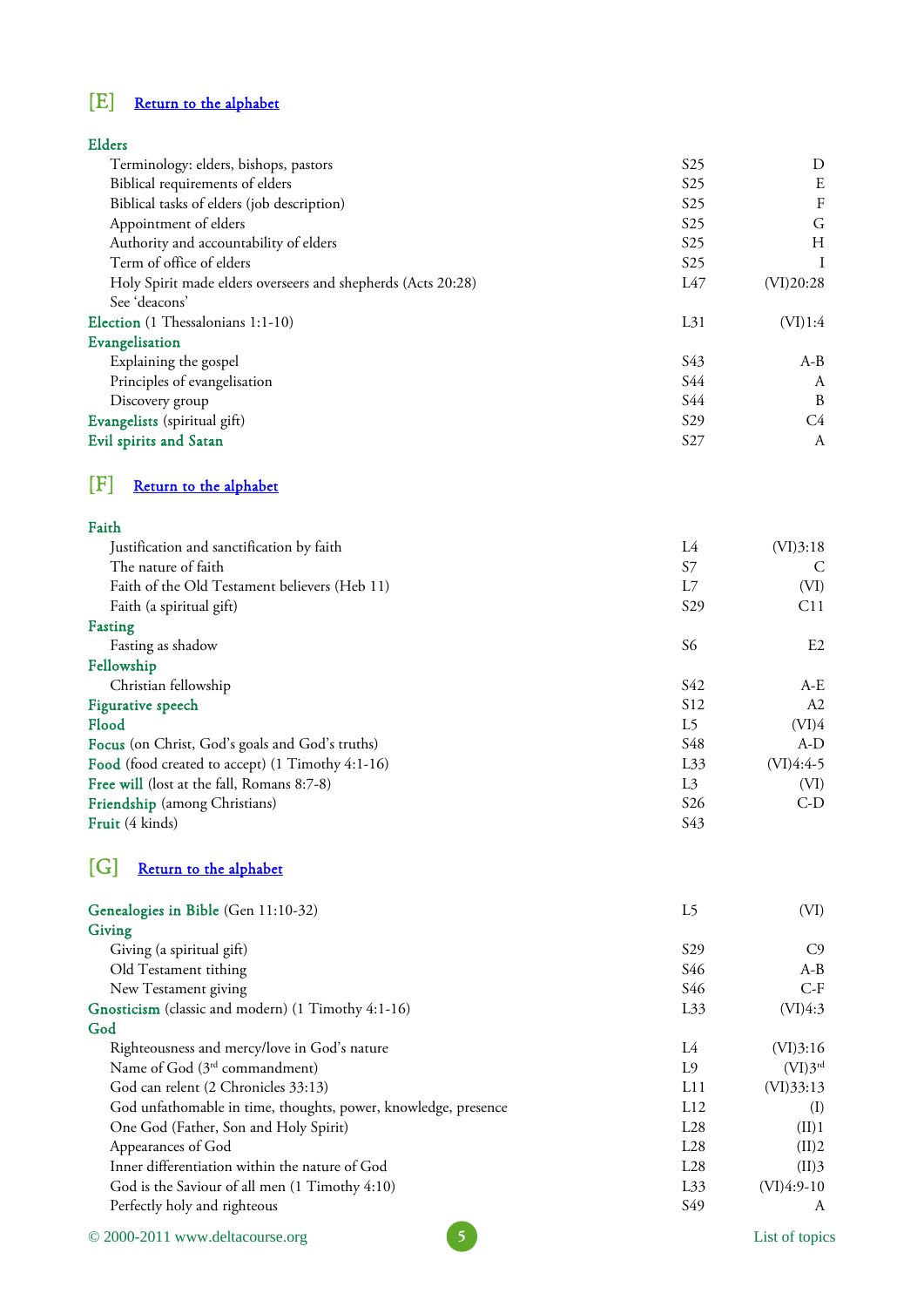## [E] Return to the alphabet

| Topic | Lesson | Section |
|---|---|---|
| **Elders** | | |
| Terminology: elders, bishops, pastors | S25 | D |
| Biblical requirements of elders | S25 | E |
| Biblical tasks of elders (job description) | S25 | F |
| Appointment of elders | S25 | G |
| Authority and accountability of elders | S25 | H |
| Term of office of elders | S25 | I |
| Holy Spirit made elders overseers and shepherds (Acts 20:28) | L47 | (VI)20:28 |
| See 'deacons' | | |
| **Election** (1 Thessalonians 1:1-10) | L31 | (VI)1:4 |
| **Evangelisation** | | |
| Explaining the gospel | S43 | A-B |
| Principles of evangelisation | S44 | A |
| Discovery group | S44 | B |
| **Evangelists** (spiritual gift) | S29 | C4 |
| **Evil spirits and Satan** | S27 | A |

## [F] Return to the alphabet

| Topic | Lesson | Section |
|---|---|---|
| **Faith** | | |
| Justification and sanctification by faith | L4 | (VI)3:18 |
| The nature of faith | S7 | C |
| Faith of the Old Testament believers (Heb 11) | L7 | (VI) |
| Faith (a spiritual gift) | S29 | C11 |
| **Fasting** | | |
| Fasting as shadow | S6 | E2 |
| **Fellowship** | | |
| Christian fellowship | S42 | A-E |
| **Figurative speech** | S12 | A2 |
| **Flood** | L5 | (VI)4 |
| **Focus** (on Christ, God's goals and God's truths) | S48 | A-D |
| **Food** (food created to accept) (1 Timothy 4:1-16) | L33 | (VI)4:4-5 |
| **Free will** (lost at the fall, Romans 8:7-8) | L3 | (VI) |
| **Friendship** (among Christians) | S26 | C-D |
| **Fruit** (4 kinds) | S43 | |

## [G] Return to the alphabet

| Topic | Lesson | Section |
|---|---|---|
| **Genealogies in Bible** (Gen 11:10-32) | L5 | (VI) |
| **Giving** | | |
| Giving (a spiritual gift) | S29 | C9 |
| Old Testament tithing | S46 | A-B |
| New Testament giving | S46 | C-F |
| **Gnosticism** (classic and modern) (1 Timothy 4:1-16) | L33 | (VI)4:3 |
| **God** | | |
| Righteousness and mercy/love in God's nature | L4 | (VI)3:16 |
| Name of God (3rd commandment) | L9 | (VI)3rd |
| God can relent (2 Chronicles 33:13) | L11 | (VI)33:13 |
| God unfathomable in time, thoughts, power, knowledge, presence | L12 | (I) |
| One God (Father, Son and Holy Spirit) | L28 | (II)1 |
| Appearances of God | L28 | (II)2 |
| Inner differentiation within the nature of God | L28 | (II)3 |
| God is the Saviour of all men (1 Timothy 4:10) | L33 | (VI)4:9-10 |
| Perfectly holy and righteous | S49 | A |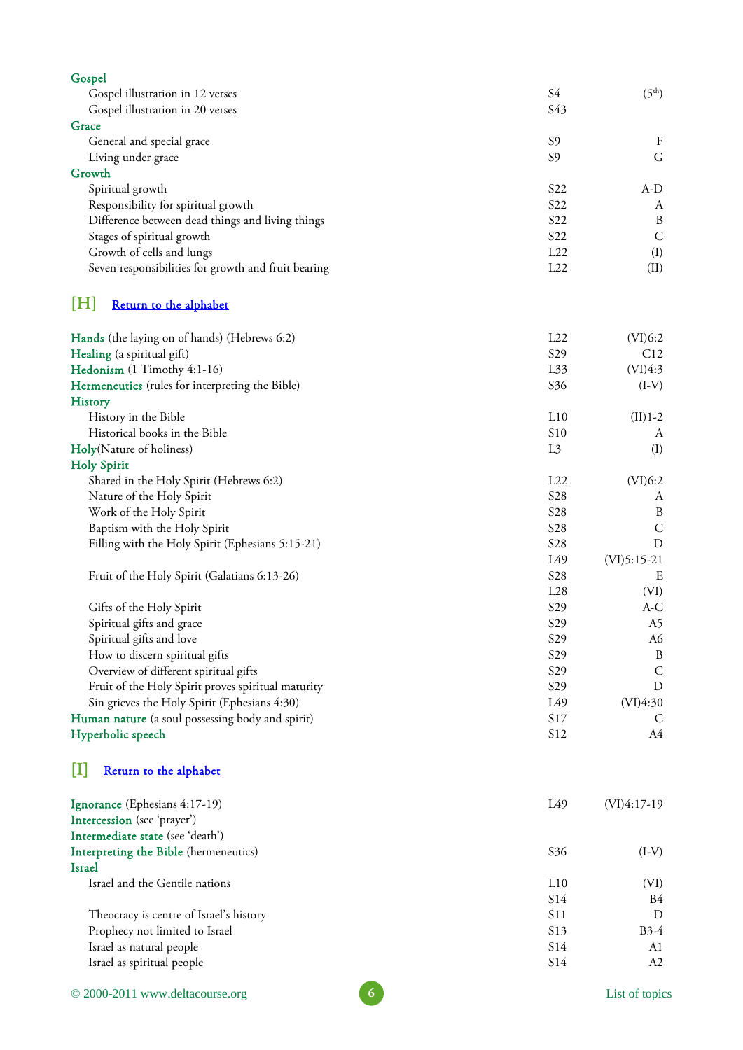| Topic | Lesson | Section |
|---|---|---|
| **Gospel** | | |
| Gospel illustration in 12 verses | S4 | (5th) |
| Gospel illustration in 20 verses | S43 | |
| **Grace** | | |
| General and special grace | S9 | F |
| Living under grace | S9 | G |
| **Growth** | | |
| Spiritual growth | S22 | A-D |
| Responsibility for spiritual growth | S22 | A |
| Difference between dead things and living things | S22 | B |
| Stages of spiritual growth | S22 | C |
| Growth of cells and lungs | L22 | (I) |
| Seven responsibilities for growth and fruit bearing | L22 | (II) |

## [H] Return to the alphabet

| Topic | Lesson | Section |
|---|---|---|
| **Hands** (the laying on of hands) (Hebrews 6:2) | L22 | (VI)6:2 |
| **Healing** (a spiritual gift) | S29 | C12 |
| **Hedonism** (1 Timothy 4:1-16) | L33 | (VI)4:3 |
| **Hermeneutics** (rules for interpreting the Bible) | S36 | (I-V) |
| **History** | | |
| History in the Bible | L10 | (II)1-2 |
| Historical books in the Bible | S10 | A |
| **Holy**(Nature of holiness) | L3 | (I) |
| **Holy Spirit** | | |
| Shared in the Holy Spirit (Hebrews 6:2) | L22 | (VI)6:2 |
| Nature of the Holy Spirit | S28 | A |
| Work of the Holy Spirit | S28 | B |
| Baptism with the Holy Spirit | S28 | C |
| Filling with the Holy Spirit (Ephesians 5:15-21) | S28 | D |
| | L49 | (VI)5:15-21 |
| Fruit of the Holy Spirit (Galatians 6:13-26) | S28 | E |
| | L28 | (VI) |
| Gifts of the Holy Spirit | S29 | A-C |
| Spiritual gifts and grace | S29 | A5 |
| Spiritual gifts and love | S29 | A6 |
| How to discern spiritual gifts | S29 | B |
| Overview of different spiritual gifts | S29 | C |
| Fruit of the Holy Spirit proves spiritual maturity | S29 | D |
| Sin grieves the Holy Spirit (Ephesians 4:30) | L49 | (VI)4:30 |
| **Human nature** (a soul possessing body and spirit) | S17 | C |
| **Hyperbolic speech** | S12 | A4 |

## [I] Return to the alphabet

| Topic | Lesson | Section |
|---|---|---|
| **Ignorance** (Ephesians 4:17-19) | L49 | (VI)4:17-19 |
| **Intercession** (see 'prayer') | | |
| **Intermediate state** (see 'death') | | |
| **Interpreting the Bible** (hermeneutics) | S36 | (I-V) |
| **Israel** | | |
| Israel and the Gentile nations | L10 | (VI) |
| | S14 | B4 |
| Theocracy is centre of Israel's history | S11 | D |
| Prophecy not limited to Israel | S13 | B3-4 |
| Israel as natural people | S14 | A1 |
| Israel as spiritual people | S14 | A2 |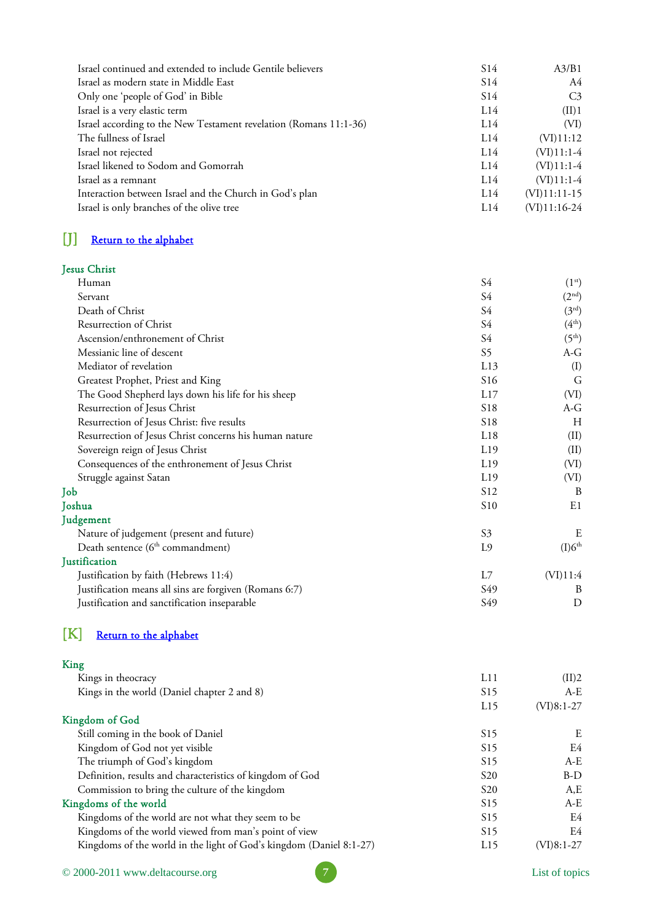| | | |
|---|---|---|
| Israel continued and extended to include Gentile believers | S14 | A3/B1 |
| Israel as modern state in Middle East | S14 | A4 |
| Only one 'people of God' in Bible | S14 | C3 |
| Israel is a very elastic term | L14 | (II)1 |
| Israel according to the New Testament revelation (Romans 11:1-36) | L14 | (VI) |
| The fullness of Israel | L14 | (VI)11:12 |
| Israel not rejected | L14 | (VI)11:1-4 |
| Israel likened to Sodom and Gomorrah | L14 | (VI)11:1-4 |
| Israel as a remnant | L14 | (VI)11:1-4 |
| Interaction between Israel and the Church in God's plan | L14 | (VI)11:11-15 |
| Israel is only branches of the olive tree | L14 | (VI)11:16-24 |

## [J] Return to the alphabet

| | | |
|---|---|---|
| **Jesus Christ** | | |
| Human | S4 | (1st) |
| Servant | S4 | (2nd) |
| Death of Christ | S4 | (3rd) |
| Resurrection of Christ | S4 | (4th) |
| Ascension/enthronement of Christ | S4 | (5th) |
| Messianic line of descent | S5 | A-G |
| Mediator of revelation | L13 | (I) |
| Greatest Prophet, Priest and King | S16 | G |
| The Good Shepherd lays down his life for his sheep | L17 | (VI) |
| Resurrection of Jesus Christ | S18 | A-G |
| Resurrection of Jesus Christ: five results | S18 | H |
| Resurrection of Jesus Christ concerns his human nature | L18 | (II) |
| Sovereign reign of Jesus Christ | L19 | (II) |
| Consequences of the enthronement of Jesus Christ | L19 | (VI) |
| Struggle against Satan | L19 | (VI) |
| **Job** | S12 | B |
| **Joshua** | S10 | E1 |
| **Judgement** | | |
| Nature of judgement (present and future) | S3 | E |
| Death sentence (6th commandment) | L9 | (I)6th |
| **Justification** | | |
| Justification by faith (Hebrews 11:4) | L7 | (VI)11:4 |
| Justification means all sins are forgiven (Romans 6:7) | S49 | B |
| Justification and sanctification inseparable | S49 | D |

## [K] Return to the alphabet

| | | |
|---|---|---|
| **King** | | |
| Kings in theocracy | L11 | (II)2 |
| Kings in the world (Daniel chapter 2 and 8) | S15 | A-E |
| | L15 | (VI)8:1-27 |
| **Kingdom of God** | | |
| Still coming in the book of Daniel | S15 | E |
| Kingdom of God not yet visible | S15 | E4 |
| The triumph of God's kingdom | S15 | A-E |
| Definition, results and characteristics of kingdom of God | S20 | B-D |
| Commission to bring the culture of the kingdom | S20 | A,E |
| **Kingdoms of the world** | S15 | A-E |
| Kingdoms of the world are not what they seem to be | S15 | E4 |
| Kingdoms of the world viewed from man's point of view | S15 | E4 |
| Kingdoms of the world in the light of God's kingdom (Daniel 8:1-27) | L15 | (VI)8:1-27 |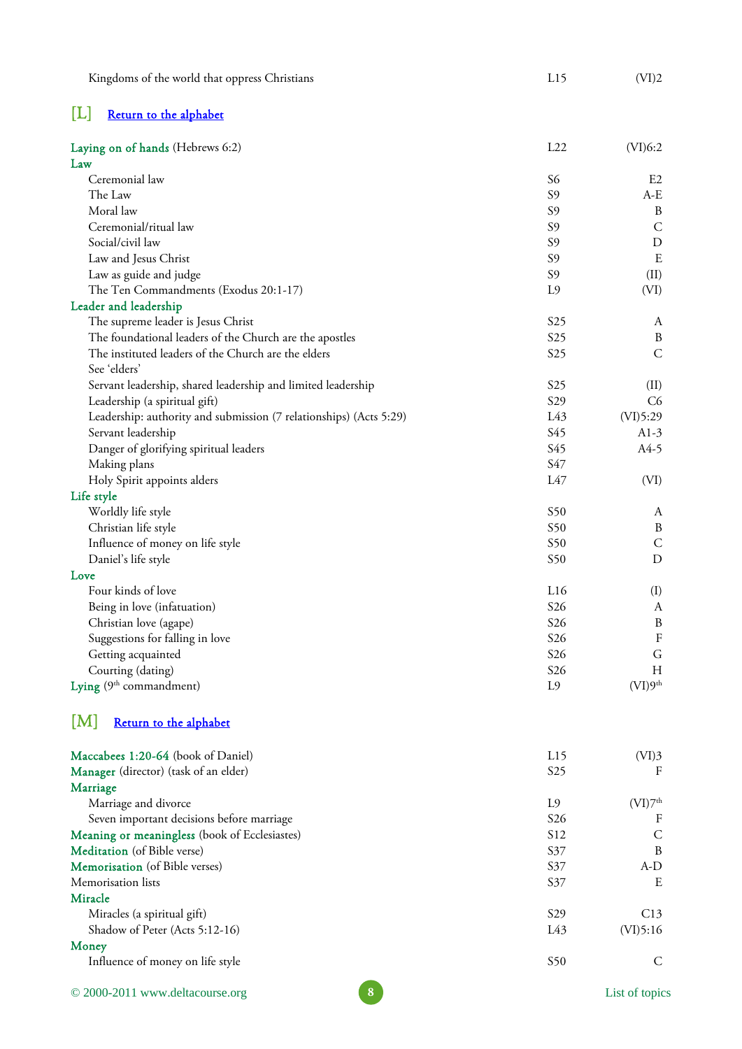| Topic | Lesson | Section |
|---|---|---|
| Kingdoms of the world that oppress Christians | L15 | (VI)2 |

## [L] Return to the alphabet

| Topic | Lesson | Section |
|---|---|---|
| **Laying on of hands** (Hebrews 6:2) | L22 | (VI)6:2 |
| **Law** | | |
| Ceremonial law | S6 | E2 |
| The Law | S9 | A-E |
| Moral law | S9 | B |
| Ceremonial/ritual law | S9 | C |
| Social/civil law | S9 | D |
| Law and Jesus Christ | S9 | E |
| Law as guide and judge | S9 | (II) |
| The Ten Commandments (Exodus 20:1-17) | L9 | (VI) |
| **Leader and leadership** | | |
| The supreme leader is Jesus Christ | S25 | A |
| The foundational leaders of the Church are the apostles | S25 | B |
| The instituted leaders of the Church are the elders | S25 | C |
| See 'elders' | | |
| Servant leadership, shared leadership and limited leadership | S25 | (II) |
| Leadership (a spiritual gift) | S29 | C6 |
| Leadership: authority and submission (7 relationships) (Acts 5:29) | L43 | (VI)5:29 |
| Servant leadership | S45 | A1-3 |
| Danger of glorifying spiritual leaders | S45 | A4-5 |
| Making plans | S47 | |
| Holy Spirit appoints alders | L47 | (VI) |
| **Life style** | | |
| Worldly life style | S50 | A |
| Christian life style | S50 | B |
| Influence of money on life style | S50 | C |
| Daniel's life style | S50 | D |
| **Love** | | |
| Four kinds of love | L16 | (I) |
| Being in love (infatuation) | S26 | A |
| Christian love (agape) | S26 | B |
| Suggestions for falling in love | S26 | F |
| Getting acquainted | S26 | G |
| Courting (dating) | S26 | H |
| **Lying** (9th commandment) | L9 | (VI)9th |

## [M] Return to the alphabet

| Topic | Lesson | Section |
|---|---|---|
| **Maccabees 1:20-64** (book of Daniel) | L15 | (VI)3 |
| **Manager** (director) (task of an elder) | S25 | F |
| **Marriage** | | |
| Marriage and divorce | L9 | (VI)7th |
| Seven important decisions before marriage | S26 | F |
| **Meaning or meaningless** (book of Ecclesiastes) | S12 | C |
| **Meditation** (of Bible verse) | S37 | B |
| **Memorisation** (of Bible verses) | S37 | A-D |
| Memorisation lists | S37 | E |
| **Miracle** | | |
| Miracles (a spiritual gift) | S29 | C13 |
| Shadow of Peter (Acts 5:12-16) | L43 | (VI)5:16 |
| **Money** | | |
| Influence of money on life style | S50 | C |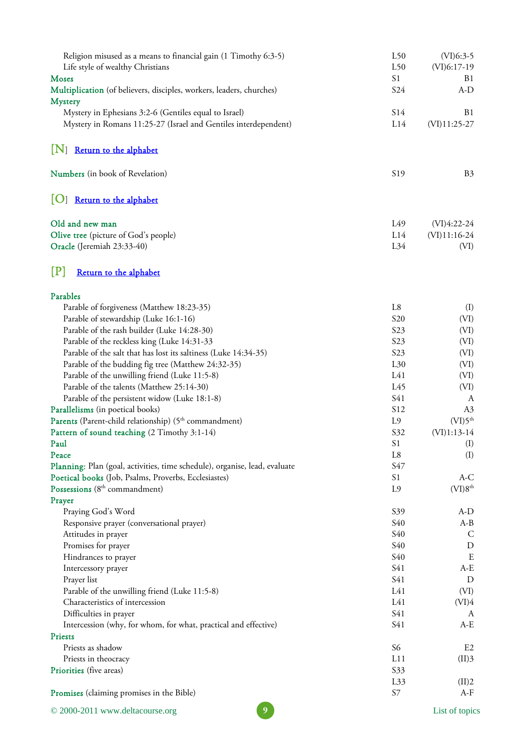| | | |
|---|---|---|
| Religion misused as a means to financial gain (1 Timothy 6:3-5) | L50 | (VI)6:3-5 |
| Life style of wealthy Christians | L50 | (VI)6:17-19 |
| **Moses** | S1 | B1 |
| **Multiplication** (of believers, disciples, workers, leaders, churches) | S24 | A-D |
| **Mystery** | | |
| Mystery in Ephesians 3:2-6 (Gentiles equal to Israel) | S14 | B1 |
| Mystery in Romans 11:25-27 (Israel and Gentiles interdependent) | L14 | (VI)11:25-27 |

## [N] Return to the alphabet

| | | |
|---|---|---|
| **Numbers** (in book of Revelation) | S19 | B3 |

## [O] Return to the alphabet

| | | |
|---|---|---|
| **Old and new man** | L49 | (VI)4:22-24 |
| **Olive tree** (picture of God's people) | L14 | (VI)11:16-24 |
| **Oracle** (Jeremiah 23:33-40) | L34 | (VI) |

## [P] Return to the alphabet

| | | |
|---|---|---|
| **Parables** | | |
| Parable of forgiveness (Matthew 18:23-35) | L8 | (I) |
| Parable of stewardship (Luke 16:1-16) | S20 | (VI) |
| Parable of the rash builder (Luke 14:28-30) | S23 | (VI) |
| Parable of the reckless king (Luke 14:31-33 | S23 | (VI) |
| Parable of the salt that has lost its saltiness (Luke 14:34-35) | S23 | (VI) |
| Parable of the budding fig tree (Matthew 24:32-35) | L30 | (VI) |
| Parable of the unwilling friend (Luke 11:5-8) | L41 | (VI) |
| Parable of the talents (Matthew 25:14-30) | L45 | (VI) |
| Parable of the persistent widow (Luke 18:1-8) | S41 | A |
| **Parallelisms** (in poetical books) | S12 | A3 |
| **Parents** (Parent-child relationship) (5th commandment) | L9 | (VI)5th |
| **Pattern of sound teaching** (2 Timothy 3:1-14) | S32 | (VI)1:13-14 |
| **Paul** | S1 | (I) |
| **Peace** | L8 | (I) |
| **Planning:** Plan (goal, activities, time schedule), organise, lead, evaluate | S47 | |
| **Poetical books** (Job, Psalms, Proverbs, Ecclesiastes) | S1 | A-C |
| **Possessions** (8th commandment) | L9 | (VI)8th |
| **Prayer** | | |
| Praying God's Word | S39 | A-D |
| Responsive prayer (conversational prayer) | S40 | A-B |
| Attitudes in prayer | S40 | C |
| Promises for prayer | S40 | D |
| Hindrances to prayer | S40 | E |
| Intercessory prayer | S41 | A-E |
| Prayer list | S41 | D |
| Parable of the unwilling friend (Luke 11:5-8) | L41 | (VI) |
| Characteristics of intercession | L41 | (VI)4 |
| Difficulties in prayer | S41 | A |
| Intercession (why, for whom, for what, practical and effective) | S41 | A-E |
| **Priests** | | |
| Priests as shadow | S6 | E2 |
| Priests in theocracy | L11 | (II)3 |
| **Priorities** (five areas) | S33 | |
| | L33 | (II)2 |
| **Promises** (claiming promises in the Bible) | S7 | A-F |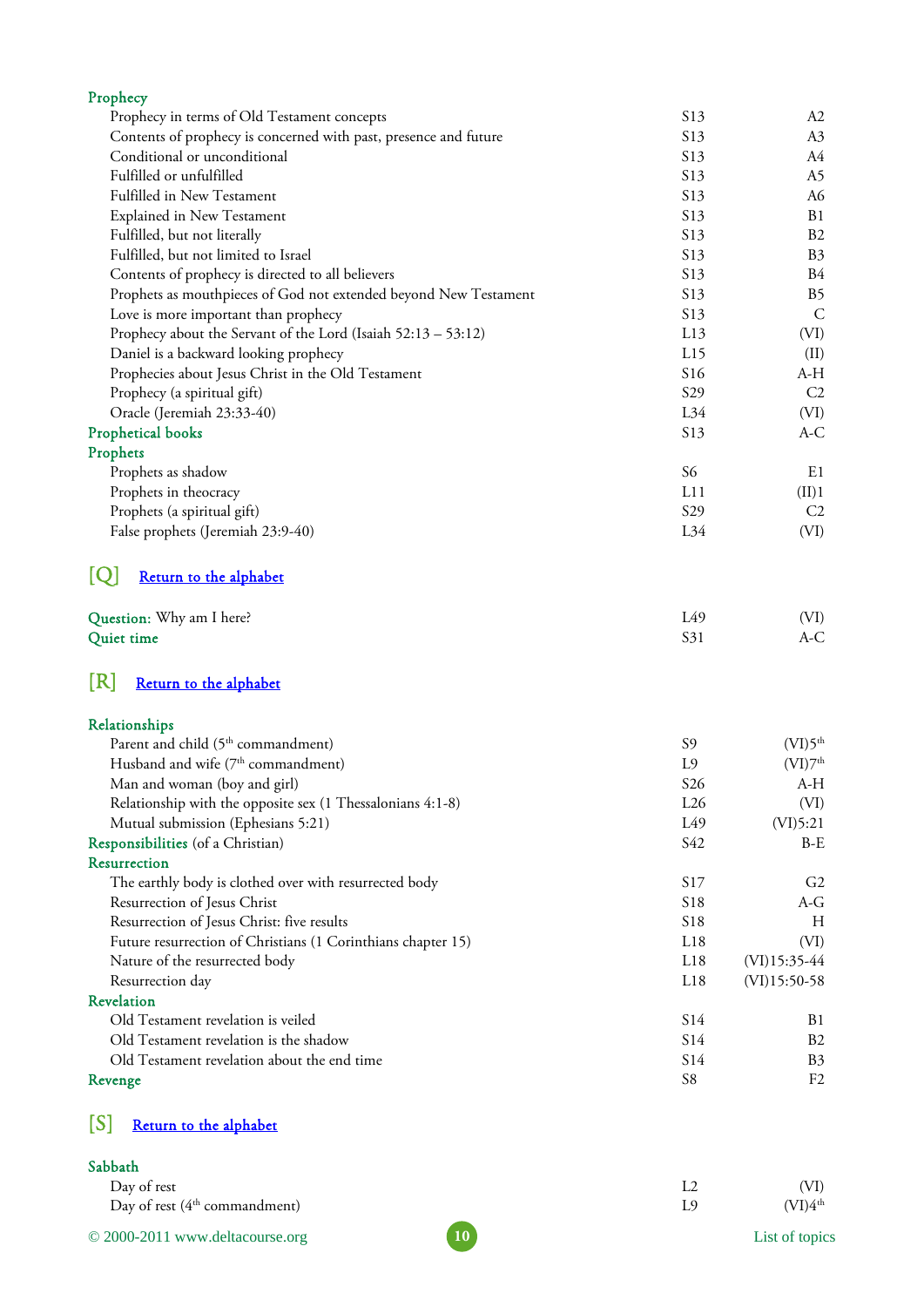| | | |
|---|---|---|
| **Prophecy** | | |
| Prophecy in terms of Old Testament concepts | S13 | A2 |
| Contents of prophecy is concerned with past, presence and future | S13 | A3 |
| Conditional or unconditional | S13 | A4 |
| Fulfilled or unfulfilled | S13 | A5 |
| Fulfilled in New Testament | S13 | A6 |
| Explained in New Testament | S13 | B1 |
| Fulfilled, but not literally | S13 | B2 |
| Fulfilled, but not limited to Israel | S13 | B3 |
| Contents of prophecy is directed to all believers | S13 | B4 |
| Prophets as mouthpieces of God not extended beyond New Testament | S13 | B5 |
| Love is more important than prophecy | S13 | C |
| Prophecy about the Servant of the Lord (Isaiah 52:13 – 53:12) | L13 | (VI) |
| Daniel is a backward looking prophecy | L15 | (II) |
| Prophecies about Jesus Christ in the Old Testament | S16 | A-H |
| Prophecy (a spiritual gift) | S29 | C2 |
| Oracle (Jeremiah 23:33-40) | L34 | (VI) |
| **Prophetical books** | S13 | A-C |
| **Prophets** | | |
| Prophets as shadow | S6 | E1 |
| Prophets in theocracy | L11 | (II)1 |
| Prophets (a spiritual gift) | S29 | C2 |
| False prophets (Jeremiah 23:9-40) | L34 | (VI) |

## [Q] Return to the alphabet

| | | |
|---|---|---|
| **Question:** Why am I here? | L49 | (VI) |
| **Quiet time** | S31 | A-C |

## [R] Return to the alphabet

| | | |
|---|---|---|
| **Relationships** | | |
| Parent and child (5th commandment) | S9 | (VI)5th |
| Husband and wife (7th commandment) | L9 | (VI)7th |
| Man and woman (boy and girl) | S26 | A-H |
| Relationship with the opposite sex (1 Thessalonians 4:1-8) | L26 | (VI) |
| Mutual submission (Ephesians 5:21) | L49 | (VI)5:21 |
| **Responsibilities** (of a Christian) | S42 | B-E |
| **Resurrection** | | |
| The earthly body is clothed over with resurrected body | S17 | G2 |
| Resurrection of Jesus Christ | S18 | A-G |
| Resurrection of Jesus Christ: five results | S18 | H |
| Future resurrection of Christians (1 Corinthians chapter 15) | L18 | (VI) |
| Nature of the resurrected body | L18 | (VI)15:35-44 |
| Resurrection day | L18 | (VI)15:50-58 |
| **Revelation** | | |
| Old Testament revelation is veiled | S14 | B1 |
| Old Testament revelation is the shadow | S14 | B2 |
| Old Testament revelation about the end time | S14 | B3 |
| **Revenge** | S8 | F2 |

## [S] Return to the alphabet

| | | |
|---|---|---|
| **Sabbath** | | |
| Day of rest | L2 | (VI) |
| Day of rest (4th commandment) | L9 | (VI)4th |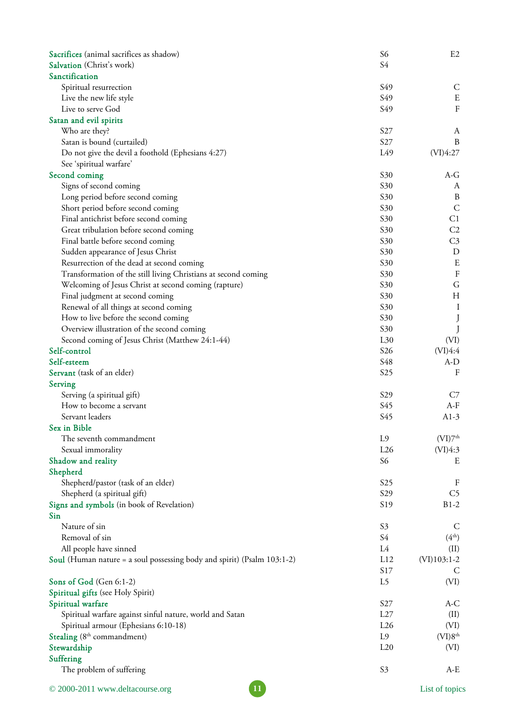| Topic | Lesson | Section |
|---|---|---|
| **Sacrifices** (animal sacrifices as shadow) | S6 | E2 |
| **Salvation** (Christ's work) | S4 | |
| **Sanctification** | | |
| Spiritual resurrection | S49 | C |
| Live the new life style | S49 | E |
| Live to serve God | S49 | F |
| **Satan and evil spirits** | | |
| Who are they? | S27 | A |
| Satan is bound (curtailed) | S27 | B |
| Do not give the devil a foothold (Ephesians 4:27) | L49 | (VI)4:27 |
| See 'spiritual warfare' | | |
| **Second coming** | S30 | A-G |
| Signs of second coming | S30 | A |
| Long period before second coming | S30 | B |
| Short period before second coming | S30 | C |
| Final antichrist before second coming | S30 | C1 |
| Great tribulation before second coming | S30 | C2 |
| Final battle before second coming | S30 | C3 |
| Sudden appearance of Jesus Christ | S30 | D |
| Resurrection of the dead at second coming | S30 | E |
| Transformation of the still living Christians at second coming | S30 | F |
| Welcoming of Jesus Christ at second coming (rapture) | S30 | G |
| Final judgment at second coming | S30 | H |
| Renewal of all things at second coming | S30 | I |
| How to live before the second coming | S30 | J |
| Overview illustration of the second coming | S30 | J |
| Second coming of Jesus Christ (Matthew 24:1-44) | L30 | (VI) |
| **Self-control** | S26 | (VI)4:4 |
| **Self-esteem** | S48 | A-D |
| **Servant** (task of an elder) | S25 | F |
| **Serving** | | |
| Serving (a spiritual gift) | S29 | C7 |
| How to become a servant | S45 | A-F |
| Servant leaders | S45 | A1-3 |
| **Sex in Bible** | | |
| The seventh commandment | L9 | (VI)7th |
| Sexual immorality | L26 | (VI)4:3 |
| **Shadow and reality** | S6 | E |
| **Shepherd** | | |
| Shepherd/pastor (task of an elder) | S25 | F |
| Shepherd (a spiritual gift) | S29 | C5 |
| **Signs and symbols** (in book of Revelation) | S19 | B1-2 |
| **Sin** | | |
| Nature of sin | S3 | C |
| Removal of sin | S4 | (4th) |
| All people have sinned | L4 | (II) |
| **Soul** (Human nature = a soul possessing body and spirit) (Psalm 103:1-2) | L12 | (VI)103:1-2 |
| | S17 | C |
| **Sons of God** (Gen 6:1-2) | L5 | (VI) |
| **Spiritual gifts** (see Holy Spirit) | | |
| **Spiritual warfare** | S27 | A-C |
| Spiritual warfare against sinful nature, world and Satan | L27 | (II) |
| Spiritual armour (Ephesians 6:10-18) | L26 | (VI) |
| **Stealing** (8th commandment) | L9 | (VI)8th |
| **Stewardship** | L20 | (VI) |
| **Suffering** | | |
| The problem of suffering | S3 | A-E |

© 2000-2011 www.deltacourse.org — List of topics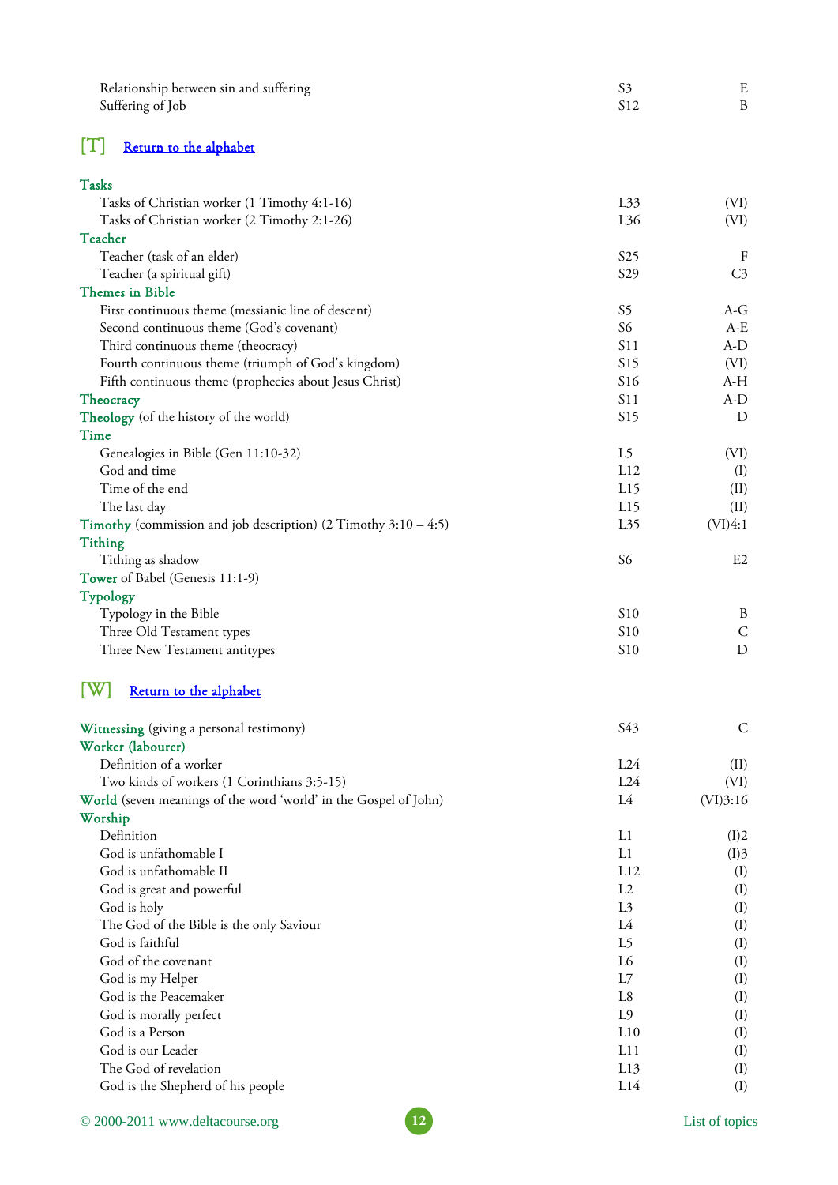| | | |
|---|---|---|
| Relationship between sin and suffering | S3 | E |
| Suffering of Job | S12 | B |

## [T] Return to the alphabet

| | | |
|---|---|---|
| **Tasks** | | |
| Tasks of Christian worker (1 Timothy 4:1-16) | L33 | (VI) |
| Tasks of Christian worker (2 Timothy 2:1-26) | L36 | (VI) |
| **Teacher** | | |
| Teacher (task of an elder) | S25 | F |
| Teacher (a spiritual gift) | S29 | C3 |
| **Themes in Bible** | | |
| First continuous theme (messianic line of descent) | S5 | A-G |
| Second continuous theme (God's covenant) | S6 | A-E |
| Third continuous theme (theocracy) | S11 | A-D |
| Fourth continuous theme (triumph of God's kingdom) | S15 | (VI) |
| Fifth continuous theme (prophecies about Jesus Christ) | S16 | A-H |
| **Theocracy** | S11 | A-D |
| **Theology** (of the history of the world) | S15 | D |
| **Time** | | |
| Genealogies in Bible (Gen 11:10-32) | L5 | (VI) |
| God and time | L12 | (I) |
| Time of the end | L15 | (II) |
| The last day | L15 | (II) |
| **Timothy** (commission and job description) (2 Timothy 3:10 – 4:5) | L35 | (VI)4:1 |
| **Tithing** | | |
| Tithing as shadow | S6 | E2 |
| **Tower** of Babel (Genesis 11:1-9) | | |
| **Typology** | | |
| Typology in the Bible | S10 | B |
| Three Old Testament types | S10 | C |
| Three New Testament antitypes | S10 | D |

## [W] Return to the alphabet

| | | |
|---|---|---|
| **Witnessing** (giving a personal testimony) | S43 | C |
| **Worker (labourer)** | | |
| Definition of a worker | L24 | (II) |
| Two kinds of workers (1 Corinthians 3:5-15) | L24 | (VI) |
| **World** (seven meanings of the word 'world' in the Gospel of John) | L4 | (VI)3:16 |
| **Worship** | | |
| Definition | L1 | (I)2 |
| God is unfathomable I | L1 | (I)3 |
| God is unfathomable II | L12 | (I) |
| God is great and powerful | L2 | (I) |
| God is holy | L3 | (I) |
| The God of the Bible is the only Saviour | L4 | (I) |
| God is faithful | L5 | (I) |
| God of the covenant | L6 | (I) |
| God is my Helper | L7 | (I) |
| God is the Peacemaker | L8 | (I) |
| God is morally perfect | L9 | (I) |
| God is a Person | L10 | (I) |
| God is our Leader | L11 | (I) |
| The God of revelation | L13 | (I) |
| God is the Shepherd of his people | L14 | (I) |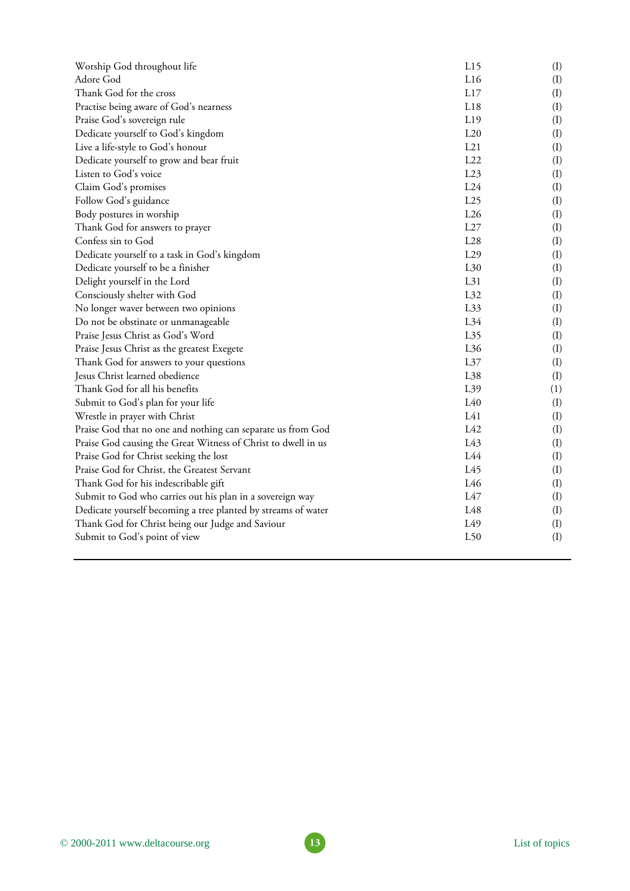| | | |
|---|---|---|
| Worship God throughout life | L15 | (I) |
| Adore God | L16 | (I) |
| Thank God for the cross | L17 | (I) |
| Practise being aware of God's nearness | L18 | (I) |
| Praise God's sovereign rule | L19 | (I) |
| Dedicate yourself to God's kingdom | L20 | (I) |
| Live a life-style to God's honour | L21 | (I) |
| Dedicate yourself to grow and bear fruit | L22 | (I) |
| Listen to God's voice | L23 | (I) |
| Claim God's promises | L24 | (I) |
| Follow God's guidance | L25 | (I) |
| Body postures in worship | L26 | (I) |
| Thank God for answers to prayer | L27 | (I) |
| Confess sin to God | L28 | (I) |
| Dedicate yourself to a task in God's kingdom | L29 | (I) |
| Dedicate yourself to be a finisher | L30 | (I) |
| Delight yourself in the Lord | L31 | (I) |
| Consciously shelter with God | L32 | (I) |
| No longer waver between two opinions | L33 | (I) |
| Do not be obstinate or unmanageable | L34 | (I) |
| Praise Jesus Christ as God's Word | L35 | (I) |
| Praise Jesus Christ as the greatest Exegete | L36 | (I) |
| Thank God for answers to your questions | L37 | (I) |
| Jesus Christ learned obedience | L38 | (I) |
| Thank God for all his benefits | L39 | (1) |
| Submit to God's plan for your life | L40 | (I) |
| Wrestle in prayer with Christ | L41 | (I) |
| Praise God that no one and nothing can separate us from God | L42 | (I) |
| Praise God causing the Great Witness of Christ to dwell in us | L43 | (I) |
| Praise God for Christ seeking the lost | L44 | (I) |
| Praise God for Christ, the Greatest Servant | L45 | (I) |
| Thank God for his indescribable gift | L46 | (I) |
| Submit to God who carries out his plan in a sovereign way | L47 | (I) |
| Dedicate yourself becoming a tree planted by streams of water | L48 | (I) |
| Thank God for Christ being our Judge and Saviour | L49 | (I) |
| Submit to God's point of view | L50 | (I) |